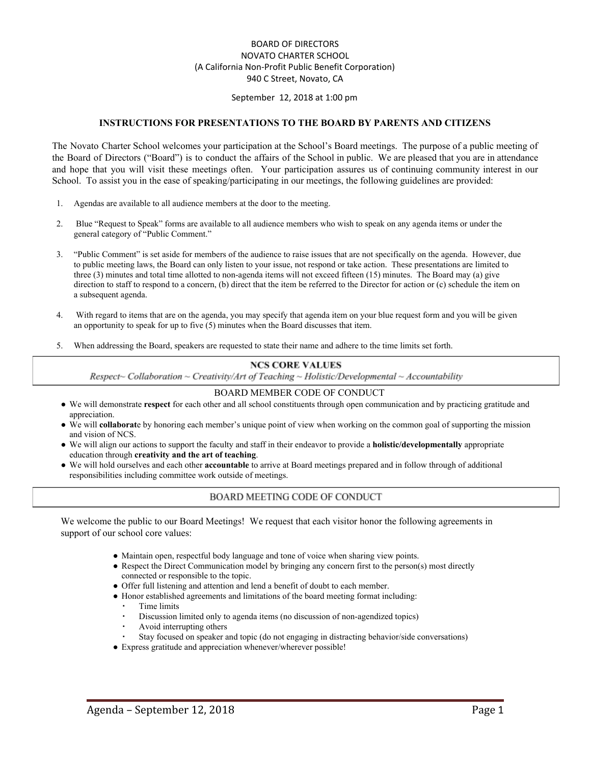BOARD OF DIRECTORS
NOVATO CHARTER SCHOOL
(A California Non-Profit Public Benefit Corporation)
940 C Street, Novato, CA

September 12, 2018 at 1:00 pm

## INSTRUCTIONS FOR PRESENTATIONS TO THE BOARD BY PARENTS AND CITIZENS

The Novato Charter School welcomes your participation at the School's Board meetings. The purpose of a public meeting of the Board of Directors ("Board") is to conduct the affairs of the School in public. We are pleased that you are in attendance and hope that you will visit these meetings often. Your participation assures us of continuing community interest in our School. To assist you in the ease of speaking/participating in our meetings, the following guidelines are provided:

1. Agendas are available to all audience members at the door to the meeting.
2. Blue "Request to Speak" forms are available to all audience members who wish to speak on any agenda items or under the general category of "Public Comment."
3. "Public Comment" is set aside for members of the audience to raise issues that are not specifically on the agenda. However, due to public meeting laws, the Board can only listen to your issue, not respond or take action. These presentations are limited to three (3) minutes and total time allotted to non-agenda items will not exceed fifteen (15) minutes. The Board may (a) give direction to staff to respond to a concern, (b) direct that the item be referred to the Director for action or (c) schedule the item on a subsequent agenda.
4. With regard to items that are on the agenda, you may specify that agenda item on your blue request form and you will be given an opportunity to speak for up to five (5) minutes when the Board discusses that item.
5. When addressing the Board, speakers are requested to state their name and adhere to the time limits set forth.

## NCS CORE VALUES

*Respect~ Collaboration ~ Creativity/Art of Teaching ~ Holistic/Developmental ~ Accountability*

## BOARD MEMBER CODE OF CONDUCT

- We will demonstrate **respect** for each other and all school constituents through open communication and by practicing gratitude and appreciation.
- We will **collaborat**e by honoring each member's unique point of view when working on the common goal of supporting the mission and vision of NCS.
- We will align our actions to support the faculty and staff in their endeavor to provide a **holistic/developmentally** appropriate education through **creativity and the art of teaching**.
- We will hold ourselves and each other **accountable** to arrive at Board meetings prepared and in follow through of additional responsibilities including committee work outside of meetings.

## BOARD MEETING CODE OF CONDUCT

We welcome the public to our Board Meetings! We request that each visitor honor the following agreements in support of our school core values:

- Maintain open, respectful body language and tone of voice when sharing view points.
- Respect the Direct Communication model by bringing any concern first to the person(s) most directly connected or responsible to the topic.
- Offer full listening and attention and lend a benefit of doubt to each member.
- Honor established agreements and limitations of the board meeting format including:
  - Time limits
  - Discussion limited only to agenda items (no discussion of non-agendized topics)
  - Avoid interrupting others
  - Stay focused on speaker and topic (do not engaging in distracting behavior/side conversations)
- Express gratitude and appreciation whenever/wherever possible!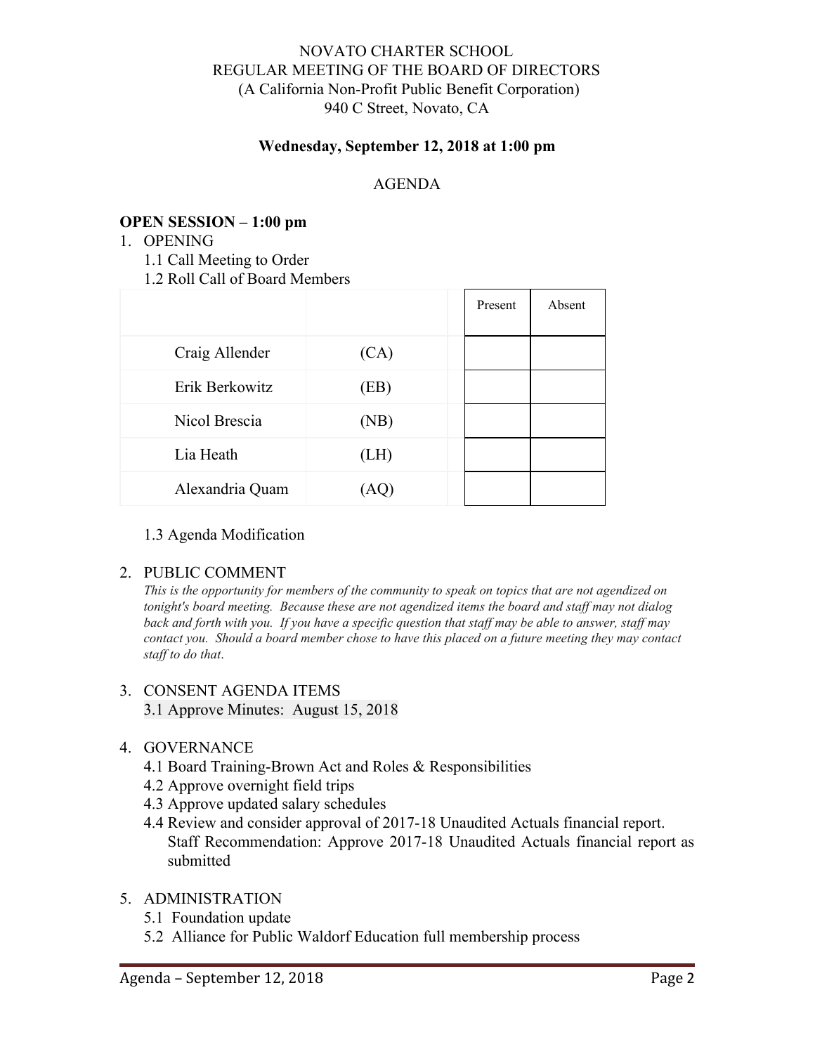NOVATO CHARTER SCHOOL
REGULAR MEETING OF THE BOARD OF DIRECTORS
(A California Non-Profit Public Benefit Corporation)
940 C Street, Novato, CA

**Wednesday, September 12, 2018 at 1:00 pm**

AGENDA

**OPEN SESSION – 1:00 pm**

1. OPENING
   1.1 Call Meeting to Order
   1.2 Roll Call of Board Members

| | | Present | Absent |
|---|---|---|---|
| Craig Allender | (CA) | | |
| Erik Berkowitz | (EB) | | |
| Nicol Brescia | (NB) | | |
| Lia Heath | (LH) | | |
| Alexandria Quam | (AQ) | | |

   1.3 Agenda Modification

2. PUBLIC COMMENT
   *This is the opportunity for members of the community to speak on topics that are not agendized on tonight's board meeting. Because these are not agendized items the board and staff may not dialog back and forth with you. If you have a specific question that staff may be able to answer, staff may contact you. Should a board member chose to have this placed on a future meeting they may contact staff to do that.*

3. CONSENT AGENDA ITEMS
   3.1 Approve Minutes: August 15, 2018

4. GOVERNANCE
   4.1 Board Training-Brown Act and Roles & Responsibilities
   4.2 Approve overnight field trips
   4.3 Approve updated salary schedules
   4.4 Review and consider approval of 2017-18 Unaudited Actuals financial report.
   Staff Recommendation: Approve 2017-18 Unaudited Actuals financial report as submitted

5. ADMINISTRATION
   5.1 Foundation update
   5.2 Alliance for Public Waldorf Education full membership process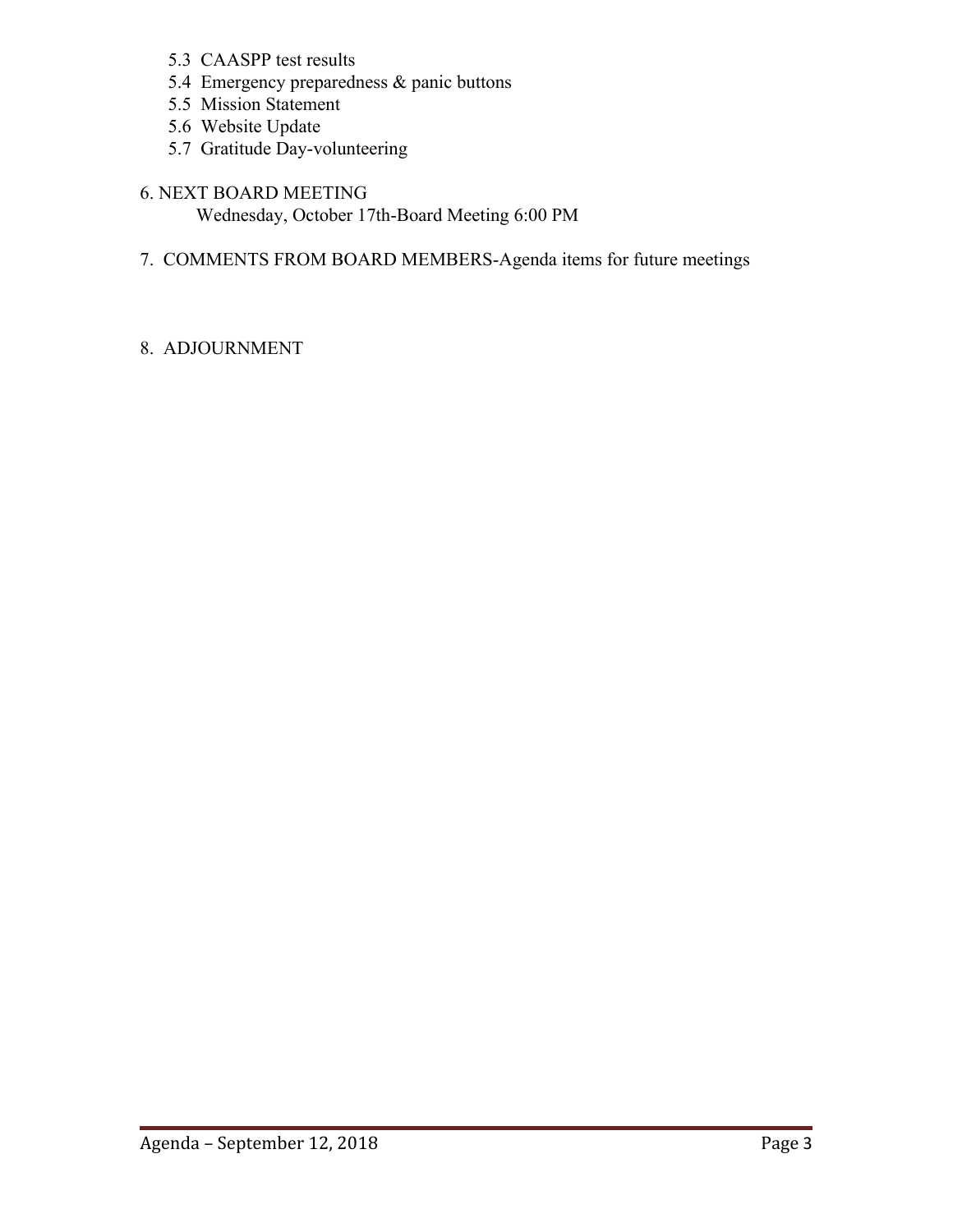5.3 CAASPP test results
5.4 Emergency preparedness & panic buttons
5.5 Mission Statement
5.6 Website Update
5.7 Gratitude Day-volunteering

6. NEXT BOARD MEETING
   Wednesday, October 17th-Board Meeting 6:00 PM

7. COMMENTS FROM BOARD MEMBERS-Agenda items for future meetings

8. ADJOURNMENT